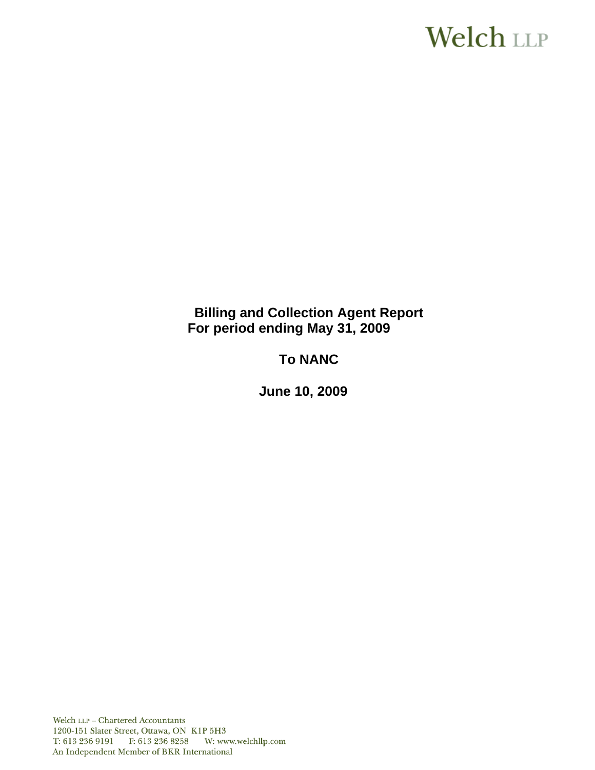Welch LLP

**Billing and Collection Agent Report**
**For period ending May 31, 2009**

**To NANC**

**June 10, 2009**

Welch LLP – Chartered Accountants
1200-151 Slater Street, Ottawa, ON K1P 5H3
T: 613 236 9191 F: 613 236 8258 W: www.welchllp.com
An Independent Member of BKR International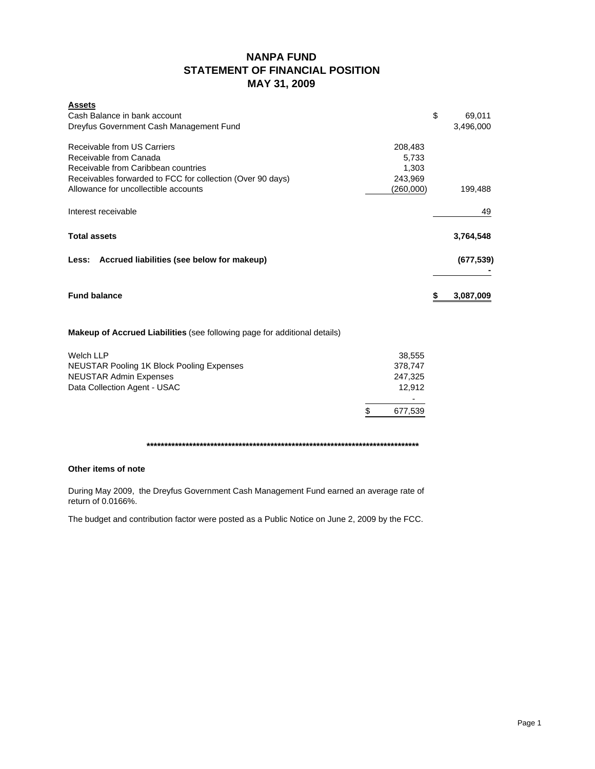# NANPA FUND
## STATEMENT OF FINANCIAL POSITION
## MAY 31, 2009

| | | |
|---|---|---|
| **Assets** | | |
| Cash Balance in bank account | | $ 69,011 |
| Dreyfus Government Cash Management Fund | | 3,496,000 |
| | | |
| Receivable from US Carriers | 208,483 | |
| Receivable from Canada | 5,733 | |
| Receivable from Caribbean countries | 1,303 | |
| Receivables forwarded to FCC for collection (Over 90 days) | 243,969 | |
| Allowance for uncollectible accounts | (260,000) | 199,488 |
| | | |
| Interest receivable | | 49 |
| | | |
| **Total assets** | | **3,764,548** |
| | | |
| **Less: Accrued liabilities (see below for makeup)** | | **(677,539)** |
| | | **-** |
| | | |
| **Fund balance** | | **$ 3,087,009** |

**Makeup of Accrued Liabilities** (see following page for additional details)

| | |
|---|---|
| Welch LLP | 38,555 |
| NEUSTAR Pooling 1K Block Pooling Expenses | 378,747 |
| NEUSTAR Admin Expenses | 247,325 |
| Data Collection Agent - USAC | 12,912 |
| | - |
| | $ 677,539 |

**************************************************************************************

**Other items of note**

During May 2009, the Dreyfus Government Cash Management Fund earned an average rate of return of 0.0166%.

The budget and contribution factor were posted as a Public Notice on June 2, 2009 by the FCC.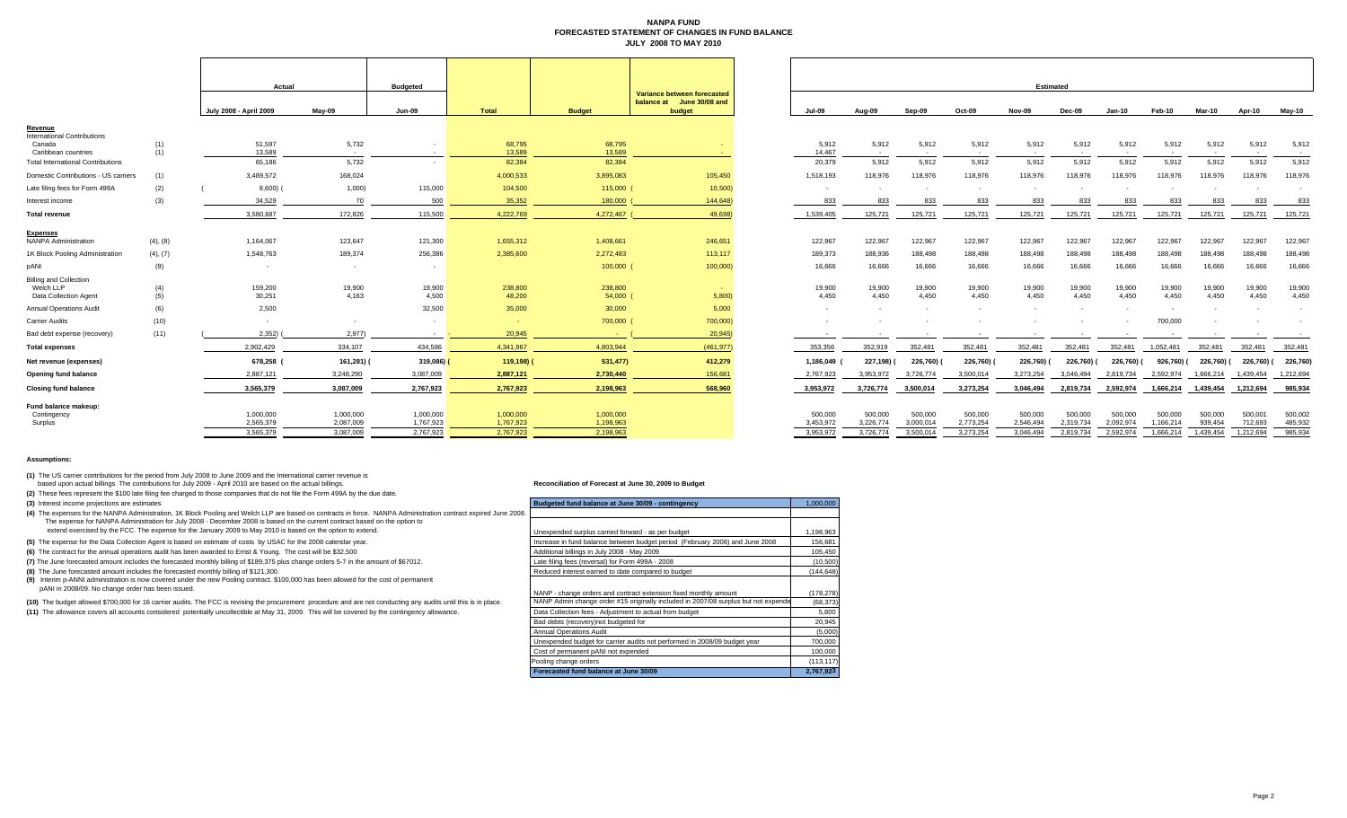# NANPA FUND
## FORECASTED STATEMENT OF CHANGES IN FUND BALANCE
### JULY 2008 TO MAY 2010

| | | Actual | | Budgeted | | | | Estimated | | | | | | | | | | |
|---|---|---|---|---|---|---|---|---|---|---|---|---|---|---|---|---|---|---|
| | | July 2008 - April 2009 | May-09 | Jun-09 | Total | Budget | Variance between forecasted balance at June 30/09 and budget | Jul-09 | Aug-09 | Sep-09 | Oct-09 | Nov-09 | Dec-09 | Jan-10 | Feb-10 | Mar-10 | Apr-10 | May-10 |
| **Revenue** | | | | | | | | | | | | | | | | | | |
| International Contributions | | | | | | | | | | | | | | | | | | |
| Canada | (1) | 51,597 | 5,732 | - | 68,795 | 68,795 | - | 5,912 | 5,912 | 5,912 | 5,912 | 5,912 | 5,912 | 5,912 | 5,912 | 5,912 | 5,912 | 5,912 |
| Caribbean countries | (1) | 13,589 | - | - | 13,589 | 13,589 | - | 14,467 | - | - | - | - | - | - | - | - | - | - |
| Total International Contributions | | 65,186 | 5,732 | - | 82,384 | 82,384 | - | 20,379 | 5,912 | 5,912 | 5,912 | 5,912 | 5,912 | 5,912 | 5,912 | 5,912 | 5,912 | 5,912 |
| Domestic Contributions - US carriers | (1) | 3,489,572 | 168,024 | | 4,000,533 | 3,895,083 | 105,450 | 1,518,193 | 118,976 | 118,976 | 118,976 | 118,976 | 118,976 | 118,976 | 118,976 | 118,976 | 118,976 | 118,976 |
| Late filing fees for Form 499A | (2) | (8,600) | (1,000) | 115,000 | 104,500 | 115,000 | (10,500) | - | - | - | - | - | - | - | - | - | - | - |
| Interest income | (3) | 34,529 | 70 | 500 | 35,352 | 180,000 | (144,648) | 833 | 833 | 833 | 833 | 833 | 833 | 833 | 833 | 833 | 833 | 833 |
| **Total revenue** | | 3,580,687 | 172,826 | 115,500 | 4,222,769 | 4,272,467 | (49,698) | 1,539,405 | 125,721 | 125,721 | 125,721 | 125,721 | 125,721 | 125,721 | 125,721 | 125,721 | 125,721 | 125,721 |
| **Expenses** | | | | | | | | | | | | | | | | | | |
| NANPA Administration | (4), (8) | 1,164,067 | 123,647 | 121,300 | 1,655,312 | 1,408,661 | 246,651 | 122,967 | 122,967 | 122,967 | 122,967 | 122,967 | 122,967 | 122,967 | 122,967 | 122,967 | 122,967 | 122,967 |
| 1K Block Pooling Administration | (4), (7) | 1,548,763 | 189,374 | 256,386 | 2,385,600 | 2,272,483 | 113,117 | 189,373 | 188,936 | 188,498 | 188,498 | 188,498 | 188,498 | 188,498 | 188,498 | 188,498 | 188,498 | 188,498 |
| pANI | (9) | - | - | - | | 100,000 | (100,000) | 16,666 | 16,666 | 16,666 | 16,666 | 16,666 | 16,666 | 16,666 | 16,666 | 16,666 | 16,666 | 16,666 |
| Billing and Collection | | | | | | | | | | | | | | | | | | |
| Welch LLP | (4) | 159,200 | 19,900 | 19,900 | 238,800 | 238,800 | - | 19,900 | 19,900 | 19,900 | 19,900 | 19,900 | 19,900 | 19,900 | 19,900 | 19,900 | 19,900 | 19,900 |
| Data Collection Agent | (5) | 30,251 | 4,163 | 4,500 | 48,200 | 54,000 | (5,800) | 4,450 | 4,450 | 4,450 | 4,450 | 4,450 | 4,450 | 4,450 | 4,450 | 4,450 | 4,450 | 4,450 |
| Annual Operations Audit | (6) | 2,500 | | 32,500 | 35,000 | 30,000 | 5,000 | - | - | - | - | - | - | - | - | - | - | - |
| Carrier Audits | (10) | - | - | - | - | 700,000 | (700,000) | - | - | - | - | - | - | - | 700,000 | - | - | - |
| Bad debt expense (recovery) | (11) | (2,352) | (2,977) | - | 20,945 | - | 20,945 | - | - | - | - | - | - | - | - | - | - | - |
| **Total expenses** | | 2,902,429 | 334,107 | 434,586 | 4,341,967 | 4,803,944 | (461,977) | 353,356 | 352,919 | 352,481 | 352,481 | 352,481 | 352,481 | 352,481 | 1,052,481 | 352,481 | 352,481 | 352,481 |
| **Net revenue (expenses)** | | 678,258 | (161,281) | (319,086) | (119,198) | (531,477) | 412,279 | 1,186,049 | (227,198) | (226,760) | (226,760) | (226,760) | (226,760) | (226,760) | (926,760) | (226,760) | (226,760) | (226,760) |
| **Opening fund balance** | | 2,887,121 | 3,248,290 | 3,087,009 | 2,887,121 | 2,730,440 | 156,681 | 2,767,923 | 3,953,972 | 3,726,774 | 3,500,014 | 3,273,254 | 3,046,494 | 2,819,734 | 2,592,974 | 1,666,214 | 1,439,454 | 1,212,694 |
| **Closing fund balance** | | 3,565,379 | 3,087,009 | 2,767,923 | 2,767,923 | 2,198,963 | 568,960 | 3,953,972 | 3,726,774 | 3,500,014 | 3,273,254 | 3,046,494 | 2,819,734 | 2,592,974 | 1,666,214 | 1,439,454 | 1,212,694 | 985,934 |
| **Fund balance makeup:** | | | | | | | | | | | | | | | | | | |
| Contingency | | 1,000,000 | 1,000,000 | 1,000,000 | 1,000,000 | 1,000,000 | | 500,000 | 500,000 | 500,000 | 500,000 | 500,000 | 500,000 | 500,000 | 500,000 | 500,000 | 500,001 | 500,002 |
| Surplus | | 2,565,379 | 2,087,009 | 1,767,923 | 1,767,923 | 1,198,963 | | 3,453,972 | 3,226,774 | 3,000,014 | 2,773,254 | 2,546,494 | 2,319,734 | 2,092,974 | 1,166,214 | 939,454 | 712,693 | 485,932 |
| | | 3,565,379 | 3,087,009 | 2,767,923 | 2,767,923 | 2,198,963 | | 3,953,972 | 3,726,774 | 3,500,014 | 3,273,254 | 3,046,494 | 2,819,734 | 2,592,974 | 1,666,214 | 1,439,454 | 1,212,694 | 985,934 |

**Assumptions:**

**(1)** The US carrier contributions for the period from July 2008 to June 2009 and the International carrier revenue is based upon actual billings. The contributions for July 2009 - April 2010 are based on the actual billings.

**(2)** These fees represent the $100 late filing fee charged to those companies that do not file the Form 499A by the due date.

**(3)** Interest income projections are estimates

**(4)** The expenses for the NANPA Administration, 1K Block Pooling and Welch LLP are based on contracts in force. NANPA Administration contract expired June 2008. The expense for NANPA Administration for July 2008 - December 2008 is based on the current contract based on the option to extend exercised by the FCC. The expense for the January 2009 to May 2010 is based on the option to extend.

**(5)** The expense for the Data Collection Agent is based on estimate of costs by USAC for the 2008 calendar year.

**(6)** The contract for the annual operations audit has been awarded to Ernst & Young. The cost will be $32,500

**(7)** The June forecasted amount includes the forecasted monthly billing of $189,375 plus change orders 5-7 in the amount of $67012.

**(8)** The June forecasted amount includes the forecasted monthly billing of $121,300.

**(9)** Interim p-ANNI administration is now covered under the new Pooling contract. $100,000 has been allowed for the cost of permanent pANI in 2008/09. No change order has been issued.

**(10)** The budget allowed $700,000 for 16 carrier audits. The FCC is revising the procurement procedure and are not conducting any audits until this is in place.

**(11)** The allowance covers all accounts considered potentially uncollectible at May 31, 2009. This will be covered by the contingency allowance.

**Reconciliation of Forecast at June 30, 2009 to Budget**

| | |
|---|---|
| **Budgeted fund balance at June 30/09 - contingency** | 1,000,000 |
| | |
| Unexpended surplus carried forward - as per budget | 1,198,963 |
| Increase in fund balance between budget period (February 2008) and June 2008 | 156,681 |
| Additional billings in July 2008 - May 2009 | 105,450 |
| Late filing fees (reversal) for Form 499A - 2008 | (10,500) |
| Reduced interest earned to date compared to budget | (144,648) |
| NANP - change orders and contract extension fixed monthly amount | (178,278) |
| NANP Admin change order #15 originally included in 2007/08 surplus but not expended | (68,373) |
| Data Collection fees - Adjustment to actual from budget | 5,800 |
| Bad debts (recovery)not budgeted for | 20,945 |
| Annual Operations Audit | (5,000) |
| Unexpended budget for carrier audits not performed in 2008/09 budget year | 700,000 |
| Cost of permanent pANI not expended | 100,000 |
| Pooling change orders | (113,117) |
| **Forecasted fund balance at June 30/09** | **2,767,923** |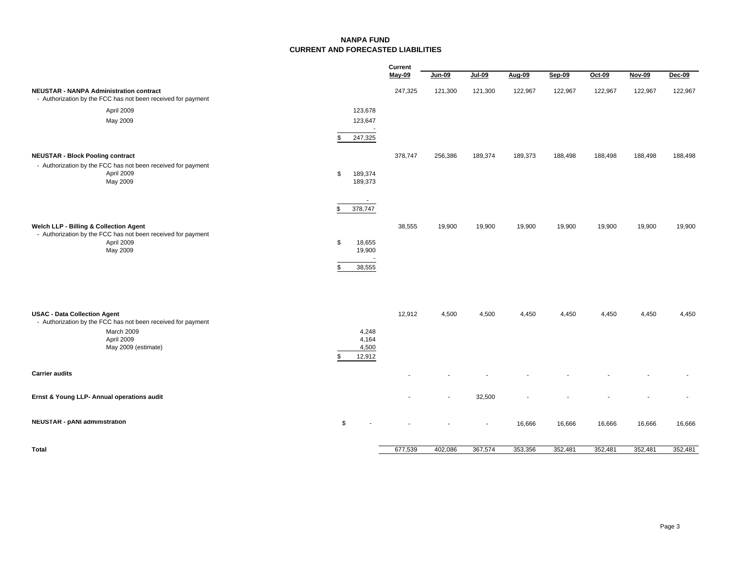# NANPA FUND
## CURRENT AND FORECASTED LIABILITIES

| | | Current May-09 | Jun-09 | Jul-09 | Aug-09 | Sep-09 | Oct-09 | Nov-09 | Dec-09 |
|---|---|---|---|---|---|---|---|---|---|
| **NEUSTAR - NANPA Administration contract** | | 247,325 | 121,300 | 121,300 | 122,967 | 122,967 | 122,967 | 122,967 | 122,967 |
| - Authorization by the FCC has not been received for payment | | | | | | | | | |
| April 2009 | 123,678 | | | | | | | | |
| May 2009 | 123,647 | | | | | | | | |
| | - | | | | | | | | |
| | $ 247,325 | | | | | | | | |
| **NEUSTAR - Block Pooling contract** | | 378,747 | 256,386 | 189,374 | 189,373 | 188,498 | 188,498 | 188,498 | 188,498 |
| - Authorization by the FCC has not been received for payment | | | | | | | | | |
| April 2009 | $ 189,374 | | | | | | | | |
| May 2009 | 189,373 | | | | | | | | |
| | - | | | | | | | | |
| | $ 378,747 | | | | | | | | |
| **Welch LLP - Billing & Collection Agent** | | 38,555 | 19,900 | 19,900 | 19,900 | 19,900 | 19,900 | 19,900 | 19,900 |
| - Authorization by the FCC has not been received for payment | | | | | | | | | |
| April 2009 | $ 18,655 | | | | | | | | |
| May 2009 | 19,900 | | | | | | | | |
| | - | | | | | | | | |
| | $ 38,555 | | | | | | | | |
| **USAC - Data Collection Agent** | | 12,912 | 4,500 | 4,500 | 4,450 | 4,450 | 4,450 | 4,450 | 4,450 |
| - Authorization by the FCC has not been received for payment | | | | | | | | | |
| March 2009 | 4,248 | | | | | | | | |
| April 2009 | 4,164 | | | | | | | | |
| May 2009 (estimate) | 4,500 | | | | | | | | |
| | $ 12,912 | | | | | | | | |
| **Carrier audits** | | - | - | - | - | - | - | - | - |
| **Ernst & Young LLP- Annual operations audit** | | - | - | 32,500 | - | - | - | - | - |
| **NEUSTAR - pANI administration** | $ - | - | - | - | 16,666 | 16,666 | 16,666 | 16,666 | 16,666 |
| **Total** | | 677,539 | 402,086 | 367,574 | 353,356 | 352,481 | 352,481 | 352,481 | 352,481 |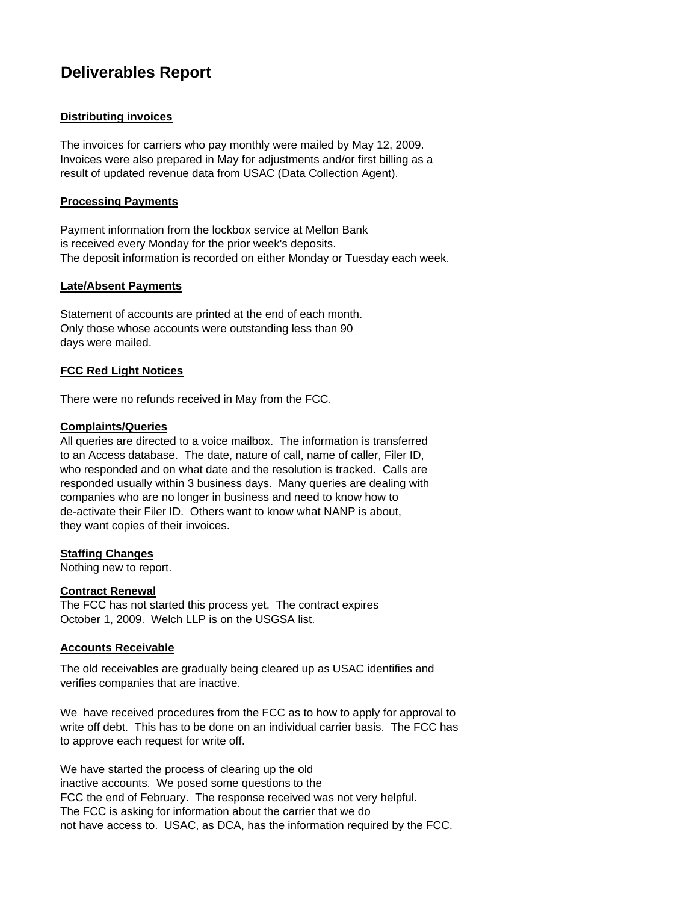# Deliverables Report

**Distributing invoices**

The invoices for carriers who pay monthly were mailed by May 12, 2009. Invoices were also prepared in May for adjustments and/or first billing as a result of updated revenue data from USAC (Data Collection Agent).

**Processing Payments**

Payment information from the lockbox service at Mellon Bank is received every Monday for the prior week's deposits. The deposit information is recorded on either Monday or Tuesday each week.

**Late/Absent Payments**

Statement of accounts are printed at the end of each month. Only those whose accounts were outstanding less than 90 days were mailed.

**FCC Red Light Notices**

There were no refunds received in May from the FCC.

**Complaints/Queries**

All queries are directed to a voice mailbox. The information is transferred to an Access database. The date, nature of call, name of caller, Filer ID, who responded and on what date and the resolution is tracked. Calls are responded usually within 3 business days. Many queries are dealing with companies who are no longer in business and need to know how to de-activate their Filer ID. Others want to know what NANP is about, they want copies of their invoices.

**Staffing Changes**

Nothing new to report.

**Contract Renewal**

The FCC has not started this process yet. The contract expires October 1, 2009. Welch LLP is on the USGSA list.

**Accounts Receivable**

The old receivables are gradually being cleared up as USAC identifies and verifies companies that are inactive.

We have received procedures from the FCC as to how to apply for approval to write off debt. This has to be done on an individual carrier basis. The FCC has to approve each request for write off.

We have started the process of clearing up the old inactive accounts. We posed some questions to the FCC the end of February. The response received was not very helpful. The FCC is asking for information about the carrier that we do not have access to. USAC, as DCA, has the information required by the FCC.